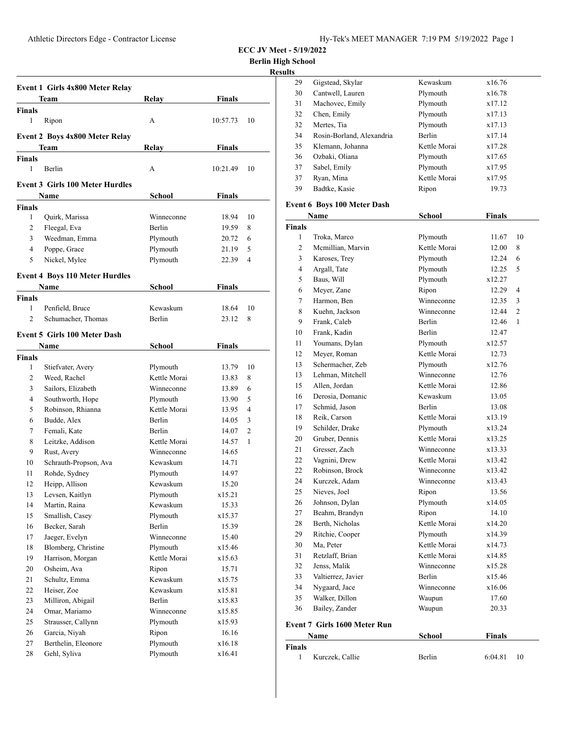# ECC JV Meet - 5/19/2022

**Berlin High School**

**Results**

## Event 1 Girls 4x800 Meter Relay

| | Team | Relay | Finals | |
|---|---|---|---|---|
| **Finals** | | | | |
| 1 | Ripon | A | 10:57.73 | 10 |

## Event 2 Boys 4x800 Meter Relay

| | Team | Relay | Finals | |
|---|---|---|---|---|
| **Finals** | | | | |
| 1 | Berlin | A | 10:21.49 | 10 |

## Event 3 Girls 100 Meter Hurdles

| | Name | School | Finals | |
|---|---|---|---|---|
| **Finals** | | | | |
| 1 | Quirk, Marissa | Winneconne | 18.94 | 10 |
| 2 | Fleegal, Eva | Berlin | 19.59 | 8 |
| 3 | Weedman, Emma | Plymouth | 20.72 | 6 |
| 4 | Poppe, Grace | Plymouth | 21.19 | 5 |
| 5 | Nickel, Mylee | Plymouth | 22.39 | 4 |

## Event 4 Boys 110 Meter Hurdles

| | Name | School | Finals | |
|---|---|---|---|---|
| **Finals** | | | | |
| 1 | Penfield, Bruce | Kewaskum | 18.64 | 10 |
| 2 | Schumacher, Thomas | Berlin | 23.12 | 8 |

## Event 5 Girls 100 Meter Dash

| | Name | School | Finals | |
|---|---|---|---|---|
| **Finals** | | | | |
| 1 | Stiefvater, Avery | Plymouth | 13.79 | 10 |
| 2 | Weed, Rachel | Kettle Morai | 13.83 | 8 |
| 3 | Sailors, Elizabeth | Winneconne | 13.89 | 6 |
| 4 | Southworth, Hope | Plymouth | 13.90 | 5 |
| 5 | Robinson, Rhianna | Kettle Morai | 13.95 | 4 |
| 6 | Budde, Alex | Berlin | 14.05 | 3 |
| 7 | Femali, Kate | Berlin | 14.07 | 2 |
| 8 | Leitzke, Addison | Kettle Morai | 14.57 | 1 |
| 9 | Rust, Avery | Winneconne | 14.65 | |
| 10 | Schrauth-Propson, Ava | Kewaskum | 14.71 | |
| 11 | Rohde, Sydney | Plymouth | 14.97 | |
| 12 | Heipp, Allison | Kewaskum | 15.20 | |
| 13 | Levsen, Kaitlyn | Plymouth | x15.21 | |
| 14 | Martin, Raina | Kewaskum | 15.33 | |
| 15 | Smallish, Casey | Plymouth | x15.37 | |
| 16 | Becker, Sarah | Berlin | 15.39 | |
| 17 | Jaeger, Evelyn | Winneconne | 15.40 | |
| 18 | Blomberg, Christine | Plymouth | x15.46 | |
| 19 | Harrison, Morgan | Kettle Morai | x15.63 | |
| 20 | Osheim, Ava | Ripon | 15.71 | |
| 21 | Schultz, Emma | Kewaskum | x15.75 | |
| 22 | Heiser, Zoe | Kewaskum | x15.81 | |
| 23 | Milliron, Abigail | Berlin | x15.83 | |
| 24 | Omar, Mariamo | Winneconne | x15.85 | |
| 25 | Strausser, Callynn | Plymouth | x15.93 | |
| 26 | Garcia, Niyah | Ripon | 16.16 | |
| 27 | Berthelin, Eleonore | Plymouth | x16.18 | |
| 28 | Gehl, Syliva | Plymouth | x16.41 | |
| 29 | Gigstead, Skylar | Kewaskum | x16.76 | |
| 30 | Cantwell, Lauren | Plymouth | x16.78 | |
| 31 | Machovec, Emily | Plymouth | x17.12 | |
| 32 | Chen, Emily | Plymouth | x17.13 | |
| 32 | Mertes, Tia | Plymouth | x17.13 | |
| 34 | Rosin-Borland, Alexandria | Berlin | x17.14 | |
| 35 | Klemann, Johanna | Kettle Morai | x17.28 | |
| 36 | Ozbaki, Oliana | Plymouth | x17.65 | |
| 37 | Sabel, Emily | Plymouth | x17.95 | |
| 37 | Ryan, Mina | Kettle Morai | x17.95 | |
| 39 | Badtke, Kasie | Ripon | 19.73 | |

## Event 6 Boys 100 Meter Dash

| | Name | School | Finals | |
|---|---|---|---|---|
| **Finals** | | | | |
| 1 | Troka, Marco | Plymouth | 11.67 | 10 |
| 2 | Mcmillian, Marvin | Kettle Morai | 12.00 | 8 |
| 3 | Karoses, Trey | Plymouth | 12.24 | 6 |
| 4 | Argall, Tate | Plymouth | 12.25 | 5 |
| 5 | Baus, Will | Plymouth | x12.27 | |
| 6 | Meyer, Zane | Ripon | 12.29 | 4 |
| 7 | Harmon, Ben | Winneconne | 12.35 | 3 |
| 8 | Kuehn, Jackson | Winneconne | 12.44 | 2 |
| 9 | Frank, Caleb | Berlin | 12.46 | 1 |
| 10 | Frank, Kadin | Berlin | 12.47 | |
| 11 | Youmans, Dylan | Plymouth | x12.57 | |
| 12 | Meyer, Roman | Kettle Morai | 12.73 | |
| 13 | Schermacher, Zeb | Plymouth | x12.76 | |
| 13 | Lehman, Mitchell | Winneconne | 12.76 | |
| 15 | Allen, Jordan | Kettle Morai | 12.86 | |
| 16 | Derosia, Domanic | Kewaskum | 13.05 | |
| 17 | Schmid, Jason | Berlin | 13.08 | |
| 18 | Reik, Carson | Kettle Morai | x13.19 | |
| 19 | Schilder, Drake | Plymouth | x13.24 | |
| 20 | Gruber, Dennis | Kettle Morai | x13.25 | |
| 21 | Gresser, Zach | Winneconne | x13.33 | |
| 22 | Vagnini, Drew | Kettle Morai | x13.42 | |
| 22 | Robinson, Brock | Winneconne | x13.42 | |
| 24 | Kurczek, Adam | Winneconne | x13.43 | |
| 25 | Nieves, Joel | Ripon | 13.56 | |
| 26 | Johnson, Dylan | Plymouth | x14.05 | |
| 27 | Beahm, Brandyn | Ripon | 14.10 | |
| 28 | Berth, Nicholas | Kettle Morai | x14.20 | |
| 29 | Ritchie, Cooper | Plymouth | x14.39 | |
| 30 | Ma, Peter | Kettle Morai | x14.73 | |
| 31 | Retzlaff, Brian | Kettle Morai | x14.85 | |
| 32 | Jenss, Malik | Winneconne | x15.28 | |
| 33 | Valtierrez, Javier | Berlin | x15.46 | |
| 34 | Nygaard, Jace | Winneconne | x16.06 | |
| 35 | Walker, Dillon | Waupun | 17.60 | |
| 36 | Bailey, Zander | Waupun | 20.33 | |

## Event 7 Girls 1600 Meter Run

| | Name | School | Finals | |
|---|---|---|---|---|
| **Finals** | | | | |
| 1 | Kurczek, Callie | Berlin | 6:04.81 | 10 |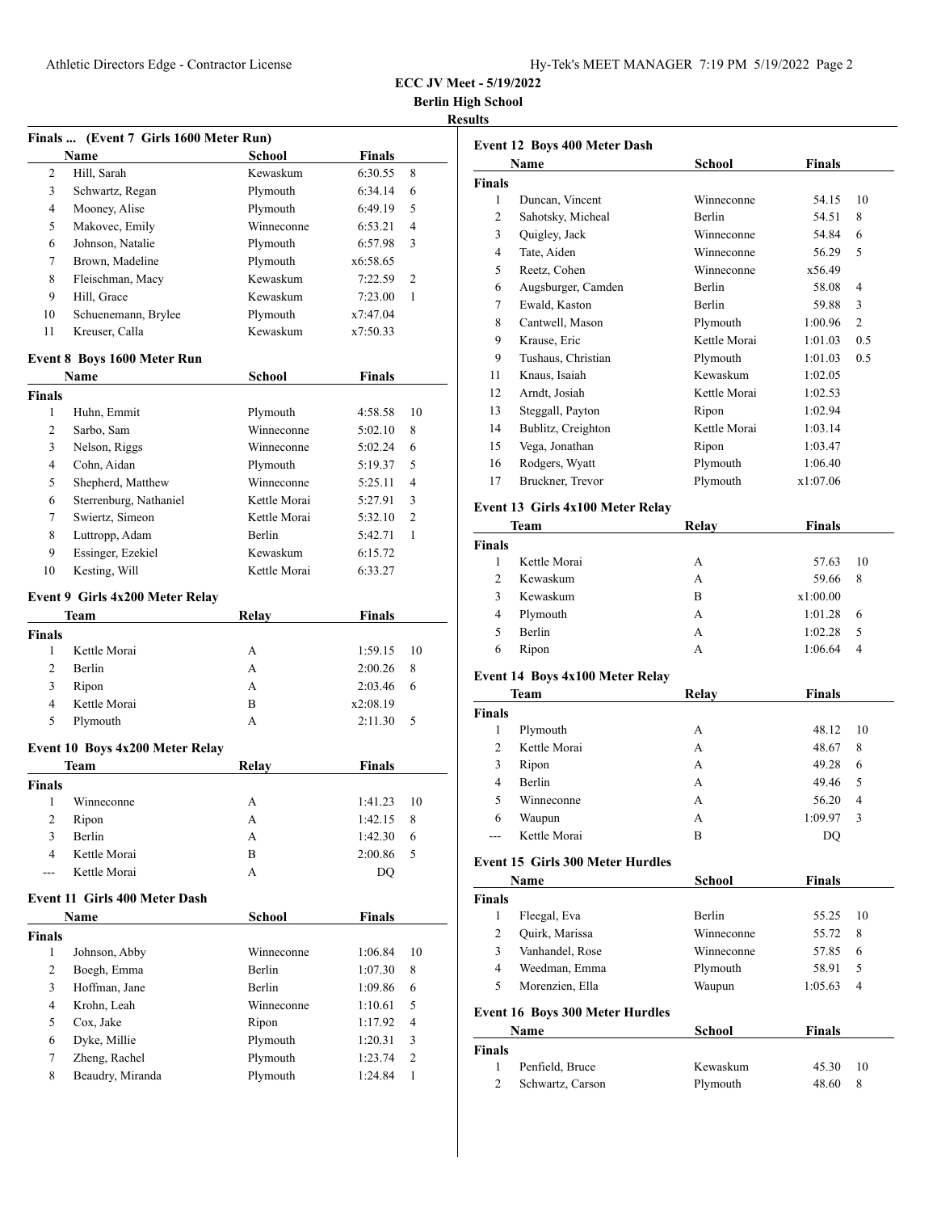**ECC JV Meet - 5/19/2022**

**Berlin High School**

**Results**

### Finals ... (Event 7 Girls 1600 Meter Run)

| | Name | School | Finals | |
|---|---|---|---|---|
| 2 | Hill, Sarah | Kewaskum | 6:30.55 | 8 |
| 3 | Schwartz, Regan | Plymouth | 6:34.14 | 6 |
| 4 | Mooney, Alise | Plymouth | 6:49.19 | 5 |
| 5 | Makovec, Emily | Winneconne | 6:53.21 | 4 |
| 6 | Johnson, Natalie | Plymouth | 6:57.98 | 3 |
| 7 | Brown, Madeline | Plymouth | x6:58.65 | |
| 8 | Fleischman, Macy | Kewaskum | 7:22.59 | 2 |
| 9 | Hill, Grace | Kewaskum | 7:23.00 | 1 |
| 10 | Schuenemann, Brylee | Plymouth | x7:47.04 | |
| 11 | Kreuser, Calla | Kewaskum | x7:50.33 | |

### Event 8 Boys 1600 Meter Run

| | Name | School | Finals | |
|---|---|---|---|---|
| **Finals** | | | | |
| 1 | Huhn, Emmit | Plymouth | 4:58.58 | 10 |
| 2 | Sarbo, Sam | Winneconne | 5:02.10 | 8 |
| 3 | Nelson, Riggs | Winneconne | 5:02.24 | 6 |
| 4 | Cohn, Aidan | Plymouth | 5:19.37 | 5 |
| 5 | Shepherd, Matthew | Winneconne | 5:25.11 | 4 |
| 6 | Sterrenburg, Nathaniel | Kettle Morai | 5:27.91 | 3 |
| 7 | Swiertz, Simeon | Kettle Morai | 5:32.10 | 2 |
| 8 | Luttropp, Adam | Berlin | 5:42.71 | 1 |
| 9 | Essinger, Ezekiel | Kewaskum | 6:15.72 | |
| 10 | Kesting, Will | Kettle Morai | 6:33.27 | |

### Event 9 Girls 4x200 Meter Relay

| | Team | Relay | Finals | |
|---|---|---|---|---|
| **Finals** | | | | |
| 1 | Kettle Morai | A | 1:59.15 | 10 |
| 2 | Berlin | A | 2:00.26 | 8 |
| 3 | Ripon | A | 2:03.46 | 6 |
| 4 | Kettle Morai | B | x2:08.19 | |
| 5 | Plymouth | A | 2:11.30 | 5 |

### Event 10 Boys 4x200 Meter Relay

| | Team | Relay | Finals | |
|---|---|---|---|---|
| **Finals** | | | | |
| 1 | Winneconne | A | 1:41.23 | 10 |
| 2 | Ripon | A | 1:42.15 | 8 |
| 3 | Berlin | A | 1:42.30 | 6 |
| 4 | Kettle Morai | B | 2:00.86 | 5 |
| --- | Kettle Morai | A | DQ | |

### Event 11 Girls 400 Meter Dash

| | Name | School | Finals | |
|---|---|---|---|---|
| **Finals** | | | | |
| 1 | Johnson, Abby | Winneconne | 1:06.84 | 10 |
| 2 | Boegh, Emma | Berlin | 1:07.30 | 8 |
| 3 | Hoffman, Jane | Berlin | 1:09.86 | 6 |
| 4 | Krohn, Leah | Winneconne | 1:10.61 | 5 |
| 5 | Cox, Jake | Ripon | 1:17.92 | 4 |
| 6 | Dyke, Millie | Plymouth | 1:20.31 | 3 |
| 7 | Zheng, Rachel | Plymouth | 1:23.74 | 2 |
| 8 | Beaudry, Miranda | Plymouth | 1:24.84 | 1 |

### Event 12 Boys 400 Meter Dash

| | Name | School | Finals | |
|---|---|---|---|---|
| **Finals** | | | | |
| 1 | Duncan, Vincent | Winneconne | 54.15 | 10 |
| 2 | Sahotsky, Micheal | Berlin | 54.51 | 8 |
| 3 | Quigley, Jack | Winneconne | 54.84 | 6 |
| 4 | Tate, Aiden | Winneconne | 56.29 | 5 |
| 5 | Reetz, Cohen | Winneconne | x56.49 | |
| 6 | Augsburger, Camden | Berlin | 58.08 | 4 |
| 7 | Ewald, Kaston | Berlin | 59.88 | 3 |
| 8 | Cantwell, Mason | Plymouth | 1:00.96 | 2 |
| 9 | Krause, Eric | Kettle Morai | 1:01.03 | 0.5 |
| 9 | Tushaus, Christian | Plymouth | 1:01.03 | 0.5 |
| 11 | Knaus, Isaiah | Kewaskum | 1:02.05 | |
| 12 | Arndt, Josiah | Kettle Morai | 1:02.53 | |
| 13 | Steggall, Payton | Ripon | 1:02.94 | |
| 14 | Bublitz, Creighton | Kettle Morai | 1:03.14 | |
| 15 | Vega, Jonathan | Ripon | 1:03.47 | |
| 16 | Rodgers, Wyatt | Plymouth | 1:06.40 | |
| 17 | Bruckner, Trevor | Plymouth | x1:07.06 | |

### Event 13 Girls 4x100 Meter Relay

| | Team | Relay | Finals | |
|---|---|---|---|---|
| **Finals** | | | | |
| 1 | Kettle Morai | A | 57.63 | 10 |
| 2 | Kewaskum | A | 59.66 | 8 |
| 3 | Kewaskum | B | x1:00.00 | |
| 4 | Plymouth | A | 1:01.28 | 6 |
| 5 | Berlin | A | 1:02.28 | 5 |
| 6 | Ripon | A | 1:06.64 | 4 |

### Event 14 Boys 4x100 Meter Relay

| | Team | Relay | Finals | |
|---|---|---|---|---|
| **Finals** | | | | |
| 1 | Plymouth | A | 48.12 | 10 |
| 2 | Kettle Morai | A | 48.67 | 8 |
| 3 | Ripon | A | 49.28 | 6 |
| 4 | Berlin | A | 49.46 | 5 |
| 5 | Winneconne | A | 56.20 | 4 |
| 6 | Waupun | A | 1:09.97 | 3 |
| --- | Kettle Morai | B | DQ | |

### Event 15 Girls 300 Meter Hurdles

| | Name | School | Finals | |
|---|---|---|---|---|
| **Finals** | | | | |
| 1 | Fleegal, Eva | Berlin | 55.25 | 10 |
| 2 | Quirk, Marissa | Winneconne | 55.72 | 8 |
| 3 | Vanhandel, Rose | Winneconne | 57.85 | 6 |
| 4 | Weedman, Emma | Plymouth | 58.91 | 5 |
| 5 | Morenzien, Ella | Waupun | 1:05.63 | 4 |

### Event 16 Boys 300 Meter Hurdles

| | Name | School | Finals | |
|---|---|---|---|---|
| **Finals** | | | | |
| 1 | Penfield, Bruce | Kewaskum | 45.30 | 10 |
| 2 | Schwartz, Carson | Plymouth | 48.60 | 8 |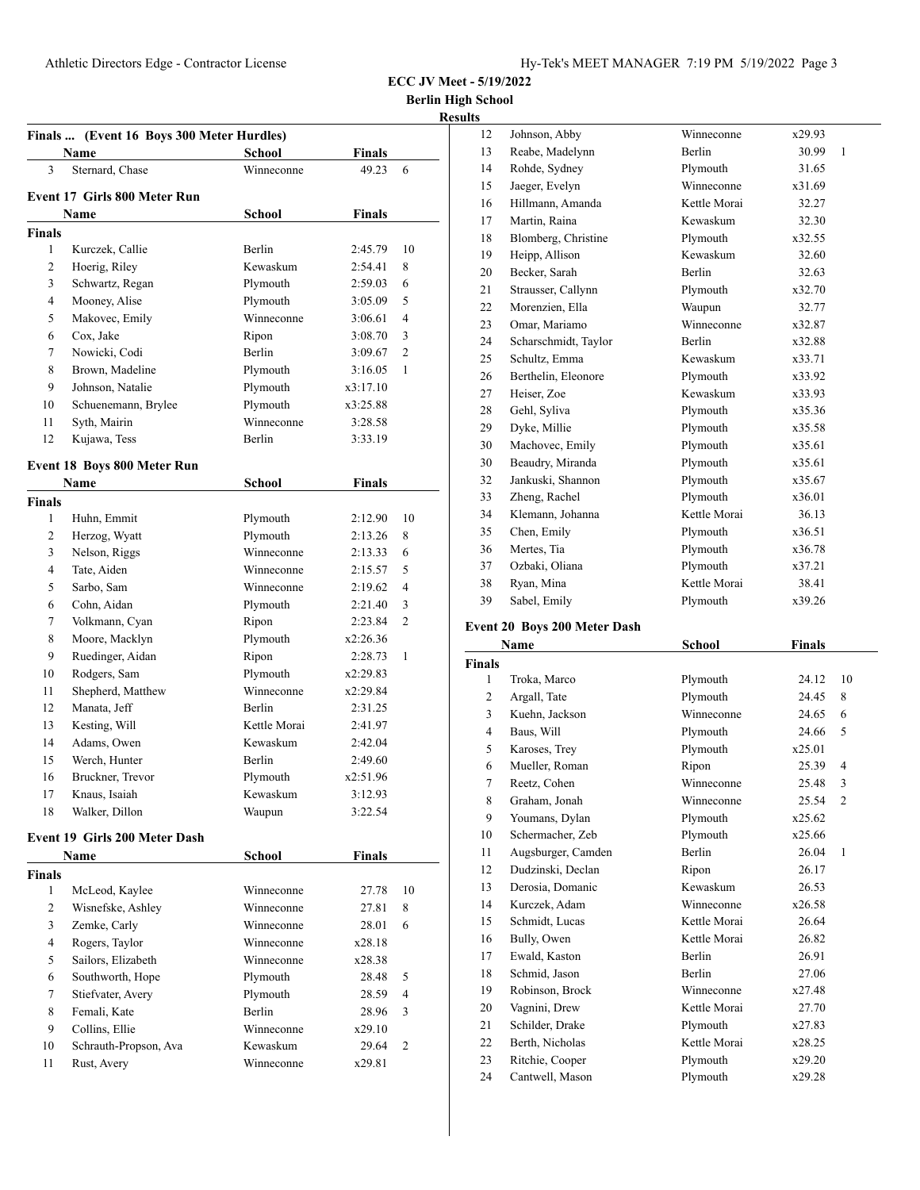**ECC JV Meet - 5/19/2022**

**Berlin High School**

**Results**

### Finals ... (Event 16 Boys 300 Meter Hurdles)

| | Name | School | Finals | |
|---|---|---|---|---|
| 3 | Sternard, Chase | Winneconne | 49.23 | 6 |

### Event 17 Girls 800 Meter Run

| | Name | School | Finals | |
|---|---|---|---|---|
| **Finals** | | | | |
| 1 | Kurczek, Callie | Berlin | 2:45.79 | 10 |
| 2 | Hoerig, Riley | Kewaskum | 2:54.41 | 8 |
| 3 | Schwartz, Regan | Plymouth | 2:59.03 | 6 |
| 4 | Mooney, Alise | Plymouth | 3:05.09 | 5 |
| 5 | Makovec, Emily | Winneconne | 3:06.61 | 4 |
| 6 | Cox, Jake | Ripon | 3:08.70 | 3 |
| 7 | Nowicki, Codi | Berlin | 3:09.67 | 2 |
| 8 | Brown, Madeline | Plymouth | 3:16.05 | 1 |
| 9 | Johnson, Natalie | Plymouth | x3:17.10 | |
| 10 | Schuenemann, Brylee | Plymouth | x3:25.88 | |
| 11 | Syth, Mairin | Winneconne | 3:28.58 | |
| 12 | Kujawa, Tess | Berlin | 3:33.19 | |

### Event 18 Boys 800 Meter Run

| | Name | School | Finals | |
|---|---|---|---|---|
| **Finals** | | | | |
| 1 | Huhn, Emmit | Plymouth | 2:12.90 | 10 |
| 2 | Herzog, Wyatt | Plymouth | 2:13.26 | 8 |
| 3 | Nelson, Riggs | Winneconne | 2:13.33 | 6 |
| 4 | Tate, Aiden | Winneconne | 2:15.57 | 5 |
| 5 | Sarbo, Sam | Winneconne | 2:19.62 | 4 |
| 6 | Cohn, Aidan | Plymouth | 2:21.40 | 3 |
| 7 | Volkmann, Cyan | Ripon | 2:23.84 | 2 |
| 8 | Moore, Macklyn | Plymouth | x2:26.36 | |
| 9 | Ruedinger, Aidan | Ripon | 2:28.73 | 1 |
| 10 | Rodgers, Sam | Plymouth | x2:29.83 | |
| 11 | Shepherd, Matthew | Winneconne | x2:29.84 | |
| 12 | Manata, Jeff | Berlin | 2:31.25 | |
| 13 | Kesting, Will | Kettle Morai | 2:41.97 | |
| 14 | Adams, Owen | Kewaskum | 2:42.04 | |
| 15 | Werch, Hunter | Berlin | 2:49.60 | |
| 16 | Bruckner, Trevor | Plymouth | x2:51.96 | |
| 17 | Knaus, Isaiah | Kewaskum | 3:12.93 | |
| 18 | Walker, Dillon | Waupun | 3:22.54 | |

### Event 19 Girls 200 Meter Dash

| | Name | School | Finals | |
|---|---|---|---|---|
| **Finals** | | | | |
| 1 | McLeod, Kaylee | Winneconne | 27.78 | 10 |
| 2 | Wisnefske, Ashley | Winneconne | 27.81 | 8 |
| 3 | Zemke, Carly | Winneconne | 28.01 | 6 |
| 4 | Rogers, Taylor | Winneconne | x28.18 | |
| 5 | Sailors, Elizabeth | Winneconne | x28.38 | |
| 6 | Southworth, Hope | Plymouth | 28.48 | 5 |
| 7 | Stiefvater, Avery | Plymouth | 28.59 | 4 |
| 8 | Femali, Kate | Berlin | 28.96 | 3 |
| 9 | Collins, Ellie | Winneconne | x29.10 | |
| 10 | Schrauth-Propson, Ava | Kewaskum | 29.64 | 2 |
| 11 | Rust, Avery | Winneconne | x29.81 | |
| 12 | Johnson, Abby | Winneconne | x29.93 | |
| 13 | Reabe, Madelynn | Berlin | 30.99 | 1 |
| 14 | Rohde, Sydney | Plymouth | 31.65 | |
| 15 | Jaeger, Evelyn | Winneconne | x31.69 | |
| 16 | Hillmann, Amanda | Kettle Morai | 32.27 | |
| 17 | Martin, Raina | Kewaskum | 32.30 | |
| 18 | Blomberg, Christine | Plymouth | x32.55 | |
| 19 | Heipp, Allison | Kewaskum | 32.60 | |
| 20 | Becker, Sarah | Berlin | 32.63 | |
| 21 | Strausser, Callynn | Plymouth | x32.70 | |
| 22 | Morenzien, Ella | Waupun | 32.77 | |
| 23 | Omar, Mariamo | Winneconne | x32.87 | |
| 24 | Scharschmidt, Taylor | Berlin | x32.88 | |
| 25 | Schultz, Emma | Kewaskum | x33.71 | |
| 26 | Berthelin, Eleonore | Plymouth | x33.92 | |
| 27 | Heiser, Zoe | Kewaskum | x33.93 | |
| 28 | Gehl, Syliva | Plymouth | x35.36 | |
| 29 | Dyke, Millie | Plymouth | x35.58 | |
| 30 | Machovec, Emily | Plymouth | x35.61 | |
| 30 | Beaudry, Miranda | Plymouth | x35.61 | |
| 32 | Jankuski, Shannon | Plymouth | x35.67 | |
| 33 | Zheng, Rachel | Plymouth | x36.01 | |
| 34 | Klemann, Johanna | Kettle Morai | 36.13 | |
| 35 | Chen, Emily | Plymouth | x36.51 | |
| 36 | Mertes, Tia | Plymouth | x36.78 | |
| 37 | Ozbaki, Oliana | Plymouth | x37.21 | |
| 38 | Ryan, Mina | Kettle Morai | 38.41 | |
| 39 | Sabel, Emily | Plymouth | x39.26 | |

### Event 20 Boys 200 Meter Dash

| | Name | School | Finals | |
|---|---|---|---|---|
| **Finals** | | | | |
| 1 | Troka, Marco | Plymouth | 24.12 | 10 |
| 2 | Argall, Tate | Plymouth | 24.45 | 8 |
| 3 | Kuehn, Jackson | Winneconne | 24.65 | 6 |
| 4 | Baus, Will | Plymouth | 24.66 | 5 |
| 5 | Karoses, Trey | Plymouth | x25.01 | |
| 6 | Mueller, Roman | Ripon | 25.39 | 4 |
| 7 | Reetz, Cohen | Winneconne | 25.48 | 3 |
| 8 | Graham, Jonah | Winneconne | 25.54 | 2 |
| 9 | Youmans, Dylan | Plymouth | x25.62 | |
| 10 | Schermacher, Zeb | Plymouth | x25.66 | |
| 11 | Augsburger, Camden | Berlin | 26.04 | 1 |
| 12 | Dudzinski, Declan | Ripon | 26.17 | |
| 13 | Derosia, Domanic | Kewaskum | 26.53 | |
| 14 | Kurczek, Adam | Winneconne | x26.58 | |
| 15 | Schmidt, Lucas | Kettle Morai | 26.64 | |
| 16 | Bully, Owen | Kettle Morai | 26.82 | |
| 17 | Ewald, Kaston | Berlin | 26.91 | |
| 18 | Schmid, Jason | Berlin | 27.06 | |
| 19 | Robinson, Brock | Winneconne | x27.48 | |
| 20 | Vagnini, Drew | Kettle Morai | 27.70 | |
| 21 | Schilder, Drake | Plymouth | x27.83 | |
| 22 | Berth, Nicholas | Kettle Morai | x28.25 | |
| 23 | Ritchie, Cooper | Plymouth | x29.20 | |
| 24 | Cantwell, Mason | Plymouth | x29.28 | |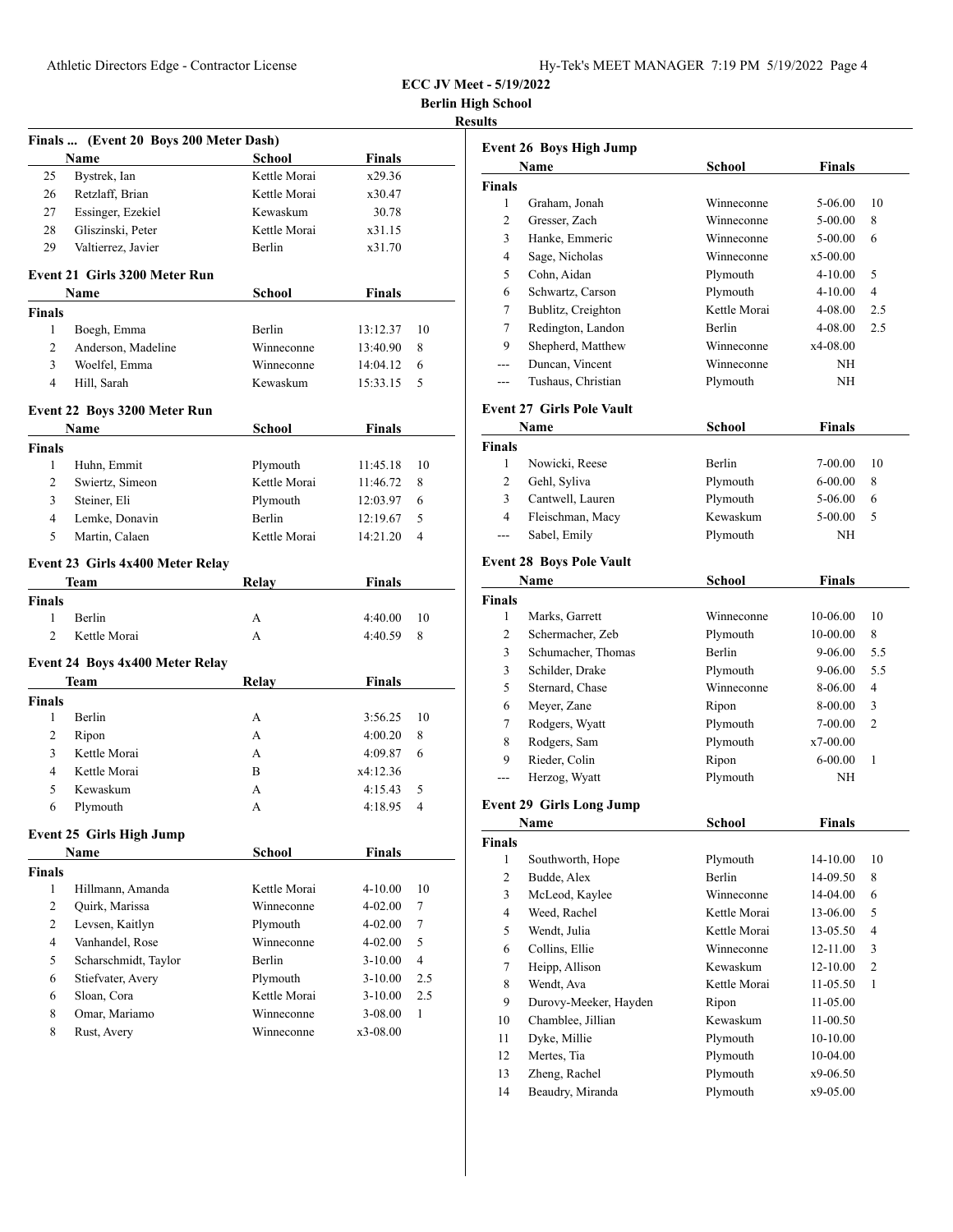**ECC JV Meet - 5/19/2022**
**Berlin High School**
**Results**

### Finals ... (Event 20 Boys 200 Meter Dash)

| | Name | School | Finals | |
|---|---|---|---|---|
| 25 | Bystrek, Ian | Kettle Morai | x29.36 | |
| 26 | Retzlaff, Brian | Kettle Morai | x30.47 | |
| 27 | Essinger, Ezekiel | Kewaskum | 30.78 | |
| 28 | Gliszinski, Peter | Kettle Morai | x31.15 | |
| 29 | Valtierrez, Javier | Berlin | x31.70 | |

### Event 21 Girls 3200 Meter Run

| | Name | School | Finals | |
|---|---|---|---|---|
| **Finals** | | | | |
| 1 | Boegh, Emma | Berlin | 13:12.37 | 10 |
| 2 | Anderson, Madeline | Winneconne | 13:40.90 | 8 |
| 3 | Woelfel, Emma | Winneconne | 14:04.12 | 6 |
| 4 | Hill, Sarah | Kewaskum | 15:33.15 | 5 |

### Event 22 Boys 3200 Meter Run

| | Name | School | Finals | |
|---|---|---|---|---|
| **Finals** | | | | |
| 1 | Huhn, Emmit | Plymouth | 11:45.18 | 10 |
| 2 | Swiertz, Simeon | Kettle Morai | 11:46.72 | 8 |
| 3 | Steiner, Eli | Plymouth | 12:03.97 | 6 |
| 4 | Lemke, Donavin | Berlin | 12:19.67 | 5 |
| 5 | Martin, Calaen | Kettle Morai | 14:21.20 | 4 |

### Event 23 Girls 4x400 Meter Relay

| | Team | Relay | Finals | |
|---|---|---|---|---|
| **Finals** | | | | |
| 1 | Berlin | A | 4:40.00 | 10 |
| 2 | Kettle Morai | A | 4:40.59 | 8 |

### Event 24 Boys 4x400 Meter Relay

| | Team | Relay | Finals | |
|---|---|---|---|---|
| **Finals** | | | | |
| 1 | Berlin | A | 3:56.25 | 10 |
| 2 | Ripon | A | 4:00.20 | 8 |
| 3 | Kettle Morai | A | 4:09.87 | 6 |
| 4 | Kettle Morai | B | x4:12.36 | |
| 5 | Kewaskum | A | 4:15.43 | 5 |
| 6 | Plymouth | A | 4:18.95 | 4 |

### Event 25 Girls High Jump

| | Name | School | Finals | |
|---|---|---|---|---|
| **Finals** | | | | |
| 1 | Hillmann, Amanda | Kettle Morai | 4-10.00 | 10 |
| 2 | Quirk, Marissa | Winneconne | 4-02.00 | 7 |
| 2 | Levsen, Kaitlyn | Plymouth | 4-02.00 | 7 |
| 4 | Vanhandel, Rose | Winneconne | 4-02.00 | 5 |
| 5 | Scharschmidt, Taylor | Berlin | 3-10.00 | 4 |
| 6 | Stiefvater, Avery | Plymouth | 3-10.00 | 2.5 |
| 6 | Sloan, Cora | Kettle Morai | 3-10.00 | 2.5 |
| 8 | Omar, Mariamo | Winneconne | 3-08.00 | 1 |
| 8 | Rust, Avery | Winneconne | x3-08.00 | |

### Event 26 Boys High Jump

| | Name | School | Finals | |
|---|---|---|---|---|
| **Finals** | | | | |
| 1 | Graham, Jonah | Winneconne | 5-06.00 | 10 |
| 2 | Gresser, Zach | Winneconne | 5-00.00 | 8 |
| 3 | Hanke, Emmeric | Winneconne | 5-00.00 | 6 |
| 4 | Sage, Nicholas | Winneconne | x5-00.00 | |
| 5 | Cohn, Aidan | Plymouth | 4-10.00 | 5 |
| 6 | Schwartz, Carson | Plymouth | 4-10.00 | 4 |
| 7 | Bublitz, Creighton | Kettle Morai | 4-08.00 | 2.5 |
| 7 | Redington, Landon | Berlin | 4-08.00 | 2.5 |
| 9 | Shepherd, Matthew | Winneconne | x4-08.00 | |
| --- | Duncan, Vincent | Winneconne | NH | |
| --- | Tushaus, Christian | Plymouth | NH | |

### Event 27 Girls Pole Vault

| | Name | School | Finals | |
|---|---|---|---|---|
| **Finals** | | | | |
| 1 | Nowicki, Reese | Berlin | 7-00.00 | 10 |
| 2 | Gehl, Syliva | Plymouth | 6-00.00 | 8 |
| 3 | Cantwell, Lauren | Plymouth | 5-06.00 | 6 |
| 4 | Fleischman, Macy | Kewaskum | 5-00.00 | 5 |
| --- | Sabel, Emily | Plymouth | NH | |

### Event 28 Boys Pole Vault

| | Name | School | Finals | |
|---|---|---|---|---|
| **Finals** | | | | |
| 1 | Marks, Garrett | Winneconne | 10-06.00 | 10 |
| 2 | Schermacher, Zeb | Plymouth | 10-00.00 | 8 |
| 3 | Schumacher, Thomas | Berlin | 9-06.00 | 5.5 |
| 3 | Schilder, Drake | Plymouth | 9-06.00 | 5.5 |
| 5 | Sternard, Chase | Winneconne | 8-06.00 | 4 |
| 6 | Meyer, Zane | Ripon | 8-00.00 | 3 |
| 7 | Rodgers, Wyatt | Plymouth | 7-00.00 | 2 |
| 8 | Rodgers, Sam | Plymouth | x7-00.00 | |
| 9 | Rieder, Colin | Ripon | 6-00.00 | 1 |
| --- | Herzog, Wyatt | Plymouth | NH | |

### Event 29 Girls Long Jump

| | Name | School | Finals | |
|---|---|---|---|---|
| **Finals** | | | | |
| 1 | Southworth, Hope | Plymouth | 14-10.00 | 10 |
| 2 | Budde, Alex | Berlin | 14-09.50 | 8 |
| 3 | McLeod, Kaylee | Winneconne | 14-04.00 | 6 |
| 4 | Weed, Rachel | Kettle Morai | 13-06.00 | 5 |
| 5 | Wendt, Julia | Kettle Morai | 13-05.50 | 4 |
| 6 | Collins, Ellie | Winneconne | 12-11.00 | 3 |
| 7 | Heipp, Allison | Kewaskum | 12-10.00 | 2 |
| 8 | Wendt, Ava | Kettle Morai | 11-05.50 | 1 |
| 9 | Durovy-Meeker, Hayden | Ripon | 11-05.00 | |
| 10 | Chamblee, Jillian | Kewaskum | 11-00.50 | |
| 11 | Dyke, Millie | Plymouth | 10-10.00 | |
| 12 | Mertes, Tia | Plymouth | 10-04.00 | |
| 13 | Zheng, Rachel | Plymouth | x9-06.50 | |
| 14 | Beaudry, Miranda | Plymouth | x9-05.00 | |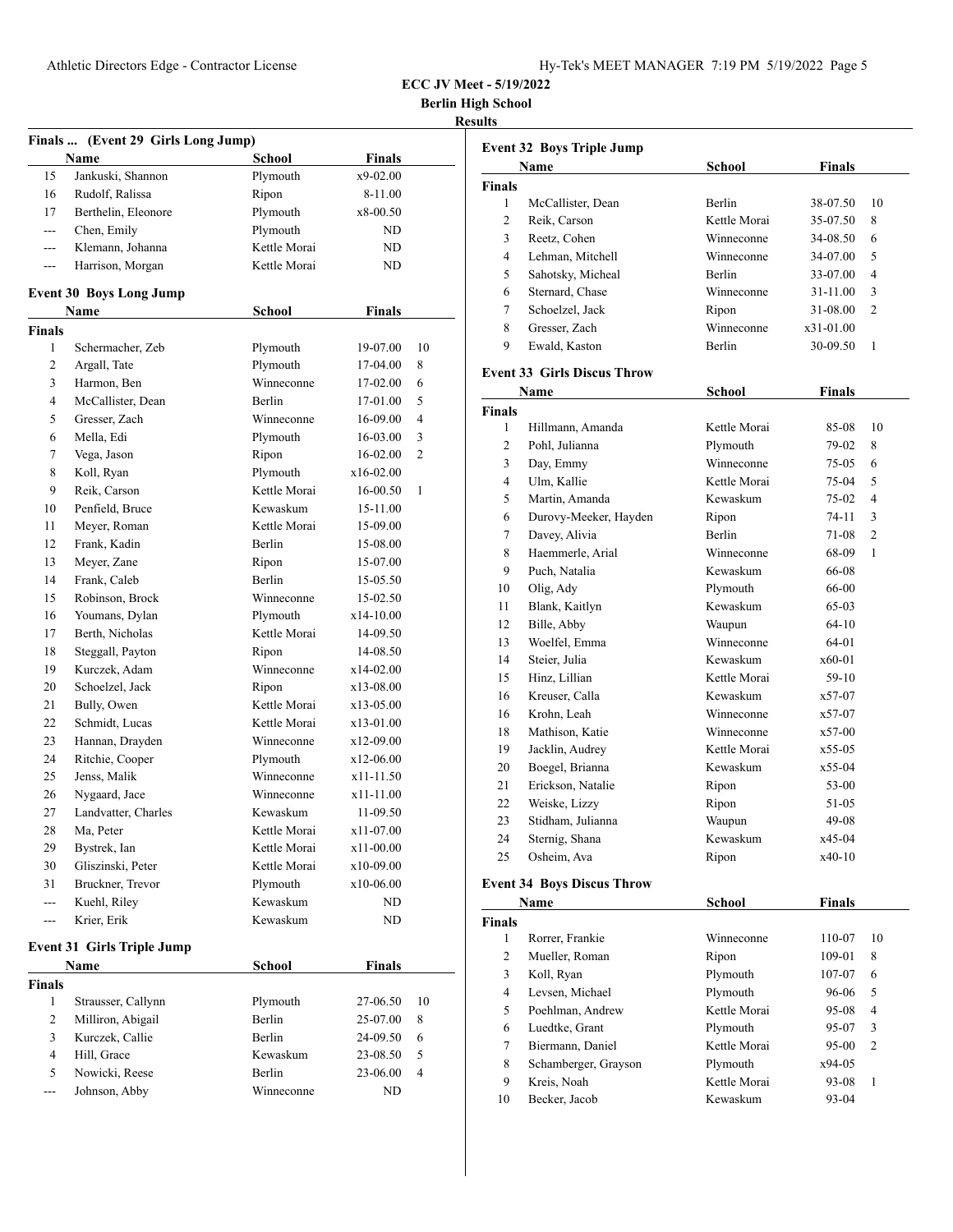**ECC JV Meet - 5/19/2022**

**Berlin High School**

**Results**

### Finals ... (Event 29 Girls Long Jump)

| | Name | School | Finals | |
|---|---|---|---|---|
| 15 | Jankuski, Shannon | Plymouth | x9-02.00 | |
| 16 | Rudolf, Ralissa | Ripon | 8-11.00 | |
| 17 | Berthelin, Eleonore | Plymouth | x8-00.50 | |
| --- | Chen, Emily | Plymouth | ND | |
| --- | Klemann, Johanna | Kettle Morai | ND | |
| --- | Harrison, Morgan | Kettle Morai | ND | |

### Event 30 Boys Long Jump

| | Name | School | Finals | |
|---|---|---|---|---|
| **Finals** | | | | |
| 1 | Schermacher, Zeb | Plymouth | 19-07.00 | 10 |
| 2 | Argall, Tate | Plymouth | 17-04.00 | 8 |
| 3 | Harmon, Ben | Winneconne | 17-02.00 | 6 |
| 4 | McCallister, Dean | Berlin | 17-01.00 | 5 |
| 5 | Gresser, Zach | Winneconne | 16-09.00 | 4 |
| 6 | Mella, Edi | Plymouth | 16-03.00 | 3 |
| 7 | Vega, Jason | Ripon | 16-02.00 | 2 |
| 8 | Koll, Ryan | Plymouth | x16-02.00 | |
| 9 | Reik, Carson | Kettle Morai | 16-00.50 | 1 |
| 10 | Penfield, Bruce | Kewaskum | 15-11.00 | |
| 11 | Meyer, Roman | Kettle Morai | 15-09.00 | |
| 12 | Frank, Kadin | Berlin | 15-08.00 | |
| 13 | Meyer, Zane | Ripon | 15-07.00 | |
| 14 | Frank, Caleb | Berlin | 15-05.50 | |
| 15 | Robinson, Brock | Winneconne | 15-02.50 | |
| 16 | Youmans, Dylan | Plymouth | x14-10.00 | |
| 17 | Berth, Nicholas | Kettle Morai | 14-09.50 | |
| 18 | Steggall, Payton | Ripon | 14-08.50 | |
| 19 | Kurczek, Adam | Winneconne | x14-02.00 | |
| 20 | Schoelzel, Jack | Ripon | x13-08.00 | |
| 21 | Bully, Owen | Kettle Morai | x13-05.00 | |
| 22 | Schmidt, Lucas | Kettle Morai | x13-01.00 | |
| 23 | Hannan, Drayden | Winneconne | x12-09.00 | |
| 24 | Ritchie, Cooper | Plymouth | x12-06.00 | |
| 25 | Jenss, Malik | Winneconne | x11-11.50 | |
| 26 | Nygaard, Jace | Winneconne | x11-11.00 | |
| 27 | Landvatter, Charles | Kewaskum | 11-09.50 | |
| 28 | Ma, Peter | Kettle Morai | x11-07.00 | |
| 29 | Bystrek, Ian | Kettle Morai | x11-00.00 | |
| 30 | Gliszinski, Peter | Kettle Morai | x10-09.00 | |
| 31 | Bruckner, Trevor | Plymouth | x10-06.00 | |
| --- | Kuehl, Riley | Kewaskum | ND | |
| --- | Krier, Erik | Kewaskum | ND | |

### Event 31 Girls Triple Jump

| | Name | School | Finals | |
|---|---|---|---|---|
| **Finals** | | | | |
| 1 | Strausser, Callynn | Plymouth | 27-06.50 | 10 |
| 2 | Milliron, Abigail | Berlin | 25-07.00 | 8 |
| 3 | Kurczek, Callie | Berlin | 24-09.50 | 6 |
| 4 | Hill, Grace | Kewaskum | 23-08.50 | 5 |
| 5 | Nowicki, Reese | Berlin | 23-06.00 | 4 |
| --- | Johnson, Abby | Winneconne | ND | |

### Event 32 Boys Triple Jump

| | Name | School | Finals | |
|---|---|---|---|---|
| **Finals** | | | | |
| 1 | McCallister, Dean | Berlin | 38-07.50 | 10 |
| 2 | Reik, Carson | Kettle Morai | 35-07.50 | 8 |
| 3 | Reetz, Cohen | Winneconne | 34-08.50 | 6 |
| 4 | Lehman, Mitchell | Winneconne | 34-07.00 | 5 |
| 5 | Sahotsky, Micheal | Berlin | 33-07.00 | 4 |
| 6 | Sternard, Chase | Winneconne | 31-11.00 | 3 |
| 7 | Schoelzel, Jack | Ripon | 31-08.00 | 2 |
| 8 | Gresser, Zach | Winneconne | x31-01.00 | |
| 9 | Ewald, Kaston | Berlin | 30-09.50 | 1 |

### Event 33 Girls Discus Throw

| | Name | School | Finals | |
|---|---|---|---|---|
| **Finals** | | | | |
| 1 | Hillmann, Amanda | Kettle Morai | 85-08 | 10 |
| 2 | Pohl, Julianna | Plymouth | 79-02 | 8 |
| 3 | Day, Emmy | Winneconne | 75-05 | 6 |
| 4 | Ulm, Kallie | Kettle Morai | 75-04 | 5 |
| 5 | Martin, Amanda | Kewaskum | 75-02 | 4 |
| 6 | Durovy-Meeker, Hayden | Ripon | 74-11 | 3 |
| 7 | Davey, Alivia | Berlin | 71-08 | 2 |
| 8 | Haemmerle, Arial | Winneconne | 68-09 | 1 |
| 9 | Puch, Natalia | Kewaskum | 66-08 | |
| 10 | Olig, Ady | Plymouth | 66-00 | |
| 11 | Blank, Kaitlyn | Kewaskum | 65-03 | |
| 12 | Bille, Abby | Waupun | 64-10 | |
| 13 | Woelfel, Emma | Winneconne | 64-01 | |
| 14 | Steier, Julia | Kewaskum | x60-01 | |
| 15 | Hinz, Lillian | Kettle Morai | 59-10 | |
| 16 | Kreuser, Calla | Kewaskum | x57-07 | |
| 16 | Krohn, Leah | Winneconne | x57-07 | |
| 18 | Mathison, Katie | Winneconne | x57-00 | |
| 19 | Jacklin, Audrey | Kettle Morai | x55-05 | |
| 20 | Boegel, Brianna | Kewaskum | x55-04 | |
| 21 | Erickson, Natalie | Ripon | 53-00 | |
| 22 | Weiske, Lizzy | Ripon | 51-05 | |
| 23 | Stidham, Julianna | Waupun | 49-08 | |
| 24 | Sternig, Shana | Kewaskum | x45-04 | |
| 25 | Osheim, Ava | Ripon | x40-10 | |

### Event 34 Boys Discus Throw

| | Name | School | Finals | |
|---|---|---|---|---|
| **Finals** | | | | |
| 1 | Rorrer, Frankie | Winneconne | 110-07 | 10 |
| 2 | Mueller, Roman | Ripon | 109-01 | 8 |
| 3 | Koll, Ryan | Plymouth | 107-07 | 6 |
| 4 | Levsen, Michael | Plymouth | 96-06 | 5 |
| 5 | Poehlman, Andrew | Kettle Morai | 95-08 | 4 |
| 6 | Luedtke, Grant | Plymouth | 95-07 | 3 |
| 7 | Biermann, Daniel | Kettle Morai | 95-00 | 2 |
| 8 | Schamberger, Grayson | Plymouth | x94-05 | |
| 9 | Kreis, Noah | Kettle Morai | 93-08 | 1 |
| 10 | Becker, Jacob | Kewaskum | 93-04 | |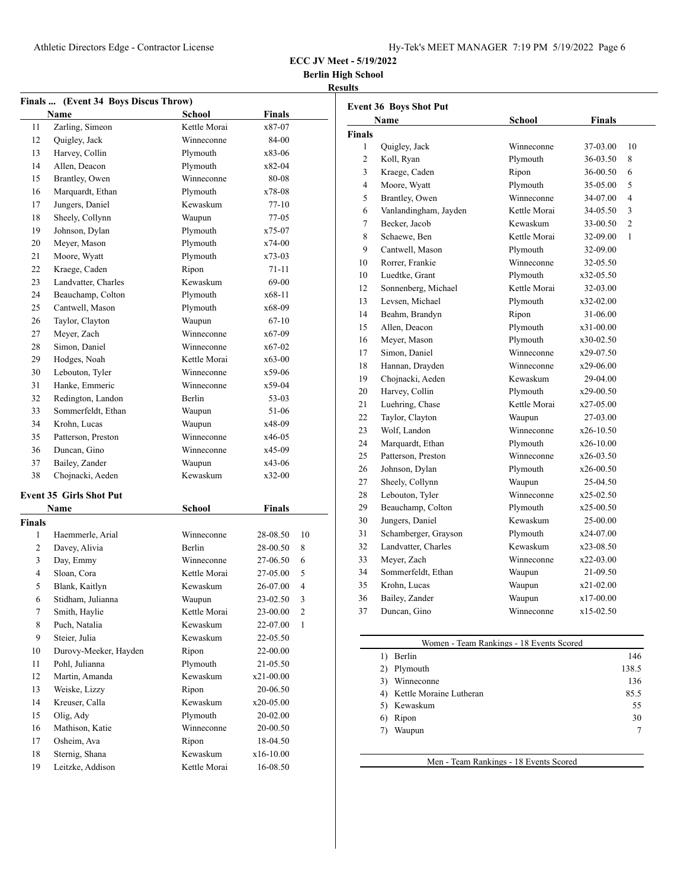**ECC JV Meet - 5/19/2022**

**Berlin High School**

**Results**

### Finals ... (Event 34 Boys Discus Throw)

| | Name | School | Finals |
|---|---|---|---|
| 11 | Zarling, Simeon | Kettle Morai | x87-07 |
| 12 | Quigley, Jack | Winneconne | 84-00 |
| 13 | Harvey, Collin | Plymouth | x83-06 |
| 14 | Allen, Deacon | Plymouth | x82-04 |
| 15 | Brantley, Owen | Winneconne | 80-08 |
| 16 | Marquardt, Ethan | Plymouth | x78-08 |
| 17 | Jungers, Daniel | Kewaskum | 77-10 |
| 18 | Sheely, Collynn | Waupun | 77-05 |
| 19 | Johnson, Dylan | Plymouth | x75-07 |
| 20 | Meyer, Mason | Plymouth | x74-00 |
| 21 | Moore, Wyatt | Plymouth | x73-03 |
| 22 | Kraege, Caden | Ripon | 71-11 |
| 23 | Landvatter, Charles | Kewaskum | 69-00 |
| 24 | Beauchamp, Colton | Plymouth | x68-11 |
| 25 | Cantwell, Mason | Plymouth | x68-09 |
| 26 | Taylor, Clayton | Waupun | 67-10 |
| 27 | Meyer, Zach | Winneconne | x67-09 |
| 28 | Simon, Daniel | Winneconne | x67-02 |
| 29 | Hodges, Noah | Kettle Morai | x63-00 |
| 30 | Lebouton, Tyler | Winneconne | x59-06 |
| 31 | Hanke, Emmeric | Winneconne | x59-04 |
| 32 | Redington, Landon | Berlin | 53-03 |
| 33 | Sommerfeldt, Ethan | Waupun | 51-06 |
| 34 | Krohn, Lucas | Waupun | x48-09 |
| 35 | Patterson, Preston | Winneconne | x46-05 |
| 36 | Duncan, Gino | Winneconne | x45-09 |
| 37 | Bailey, Zander | Waupun | x43-06 |
| 38 | Chojnacki, Aeden | Kewaskum | x32-00 |

### Event 35 Girls Shot Put

**Finals**

| | Name | School | Finals | Points |
|---|---|---|---|---|
| 1 | Haemmerle, Arial | Winneconne | 28-08.50 | 10 |
| 2 | Davey, Alivia | Berlin | 28-00.50 | 8 |
| 3 | Day, Emmy | Winneconne | 27-06.50 | 6 |
| 4 | Sloan, Cora | Kettle Morai | 27-05.00 | 5 |
| 5 | Blank, Kaitlyn | Kewaskum | 26-07.00 | 4 |
| 6 | Stidham, Julianna | Waupun | 23-02.50 | 3 |
| 7 | Smith, Haylie | Kettle Morai | 23-00.00 | 2 |
| 8 | Puch, Natalia | Kewaskum | 22-07.00 | 1 |
| 9 | Steier, Julia | Kewaskum | 22-05.50 | |
| 10 | Durovy-Meeker, Hayden | Ripon | 22-00.00 | |
| 11 | Pohl, Julianna | Plymouth | 21-05.50 | |
| 12 | Martin, Amanda | Kewaskum | x21-00.00 | |
| 13 | Weiske, Lizzy | Ripon | 20-06.50 | |
| 14 | Kreuser, Calla | Kewaskum | x20-05.00 | |
| 15 | Olig, Ady | Plymouth | 20-02.00 | |
| 16 | Mathison, Katie | Winneconne | 20-00.50 | |
| 17 | Osheim, Ava | Ripon | 18-04.50 | |
| 18 | Sternig, Shana | Kewaskum | x16-10.00 | |
| 19 | Leitzke, Addison | Kettle Morai | 16-08.50 | |

### Event 36 Boys Shot Put

**Finals**

| | Name | School | Finals | Points |
|---|---|---|---|---|
| 1 | Quigley, Jack | Winneconne | 37-03.00 | 10 |
| 2 | Koll, Ryan | Plymouth | 36-03.50 | 8 |
| 3 | Kraege, Caden | Ripon | 36-00.50 | 6 |
| 4 | Moore, Wyatt | Plymouth | 35-05.00 | 5 |
| 5 | Brantley, Owen | Winneconne | 34-07.00 | 4 |
| 6 | Vanlandingham, Jayden | Kettle Morai | 34-05.50 | 3 |
| 7 | Becker, Jacob | Kewaskum | 33-00.50 | 2 |
| 8 | Schaewe, Ben | Kettle Morai | 32-09.00 | 1 |
| 9 | Cantwell, Mason | Plymouth | 32-09.00 | |
| 10 | Rorrer, Frankie | Winneconne | 32-05.50 | |
| 10 | Luedtke, Grant | Plymouth | x32-05.50 | |
| 12 | Sonnenberg, Michael | Kettle Morai | 32-03.00 | |
| 13 | Levsen, Michael | Plymouth | x32-02.00 | |
| 14 | Beahm, Brandyn | Ripon | 31-06.00 | |
| 15 | Allen, Deacon | Plymouth | x31-00.00 | |
| 16 | Meyer, Mason | Plymouth | x30-02.50 | |
| 17 | Simon, Daniel | Winneconne | x29-07.50 | |
| 18 | Hannan, Drayden | Winneconne | x29-06.00 | |
| 19 | Chojnacki, Aeden | Kewaskum | 29-04.00 | |
| 20 | Harvey, Collin | Plymouth | x29-00.50 | |
| 21 | Luehring, Chase | Kettle Morai | x27-05.00 | |
| 22 | Taylor, Clayton | Waupun | 27-03.00 | |
| 23 | Wolf, Landon | Winneconne | x26-10.50 | |
| 24 | Marquardt, Ethan | Plymouth | x26-10.00 | |
| 25 | Patterson, Preston | Winneconne | x26-03.50 | |
| 26 | Johnson, Dylan | Plymouth | x26-00.50 | |
| 27 | Sheely, Collynn | Waupun | 25-04.50 | |
| 28 | Lebouton, Tyler | Winneconne | x25-02.50 | |
| 29 | Beauchamp, Colton | Plymouth | x25-00.50 | |
| 30 | Jungers, Daniel | Kewaskum | 25-00.00 | |
| 31 | Schamberger, Grayson | Plymouth | x24-07.00 | |
| 32 | Landvatter, Charles | Kewaskum | x23-08.50 | |
| 33 | Meyer, Zach | Winneconne | x22-03.00 | |
| 34 | Sommerfeldt, Ethan | Waupun | 21-09.50 | |
| 35 | Krohn, Lucas | Waupun | x21-02.00 | |
| 36 | Bailey, Zander | Waupun | x17-00.00 | |
| 37 | Duncan, Gino | Winneconne | x15-02.50 | |

### Women - Team Rankings - 18 Events Scored

| Rank | Team | Points |
|---|---|---|
| 1) | Berlin | 146 |
| 2) | Plymouth | 138.5 |
| 3) | Winneconne | 136 |
| 4) | Kettle Moraine Lutheran | 85.5 |
| 5) | Kewaskum | 55 |
| 6) | Ripon | 30 |
| 7) | Waupun | 7 |

### Men - Team Rankings - 18 Events Scored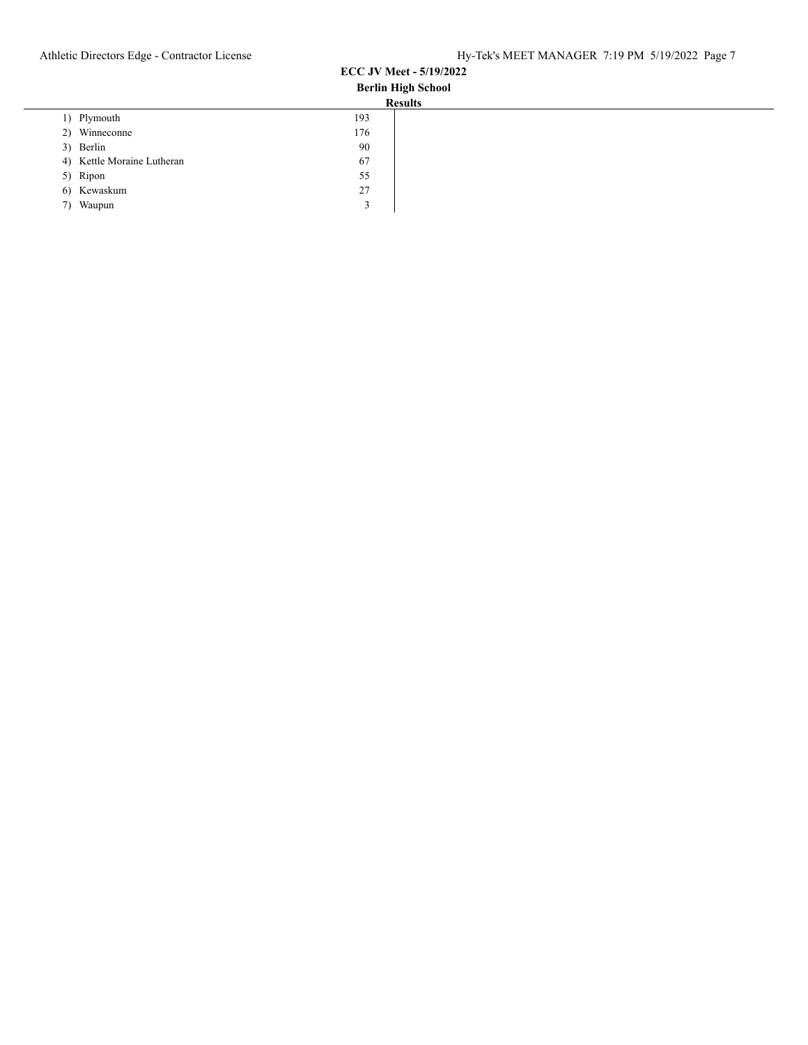**ECC JV Meet - 5/19/2022**

**Berlin High School**

**Results**

| | |
|---|---|
| 1) Plymouth | 193 |
| 2) Winneconne | 176 |
| 3) Berlin | 90 |
| 4) Kettle Moraine Lutheran | 67 |
| 5) Ripon | 55 |
| 6) Kewaskum | 27 |
| 7) Waupun | 3 |